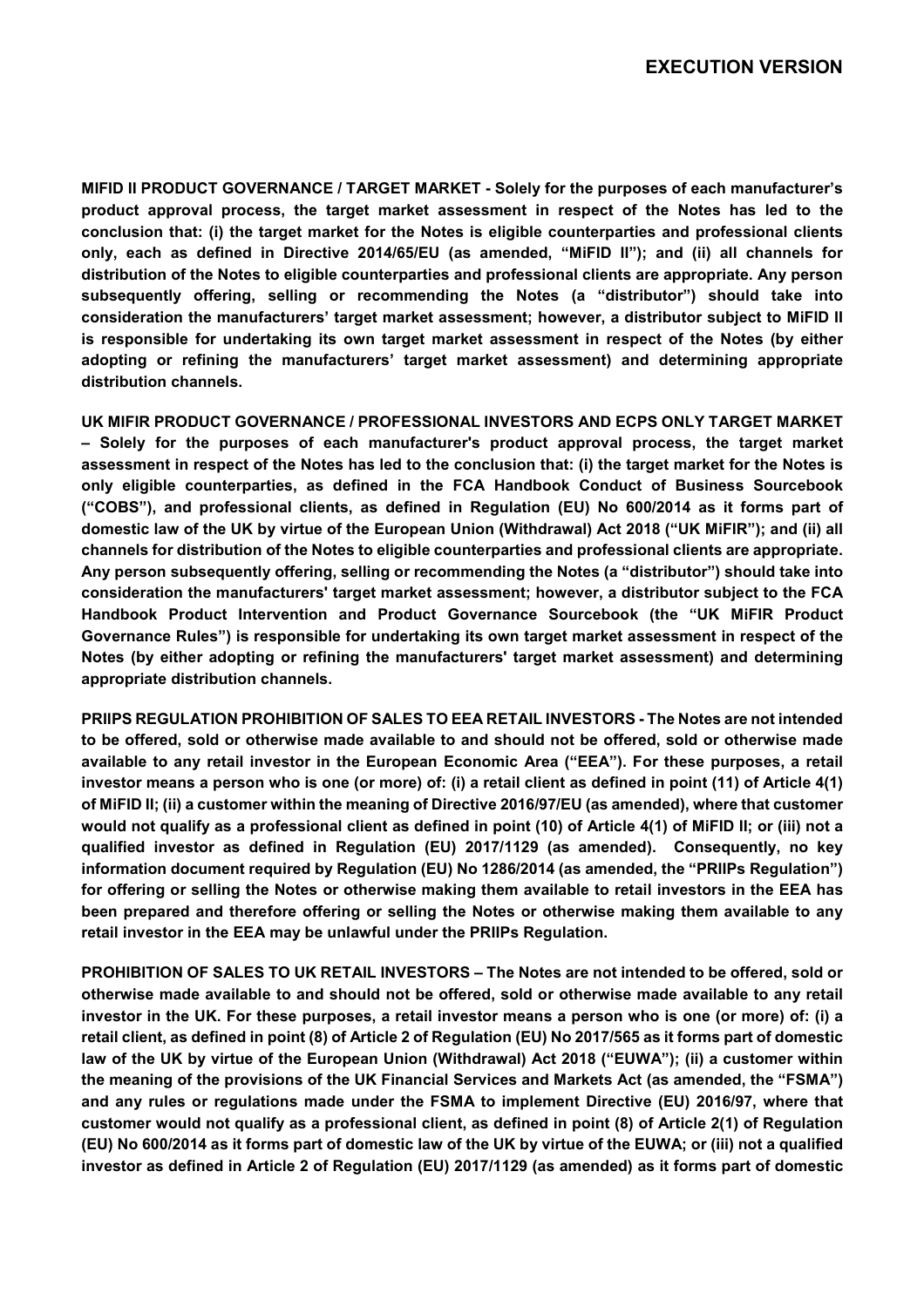**EXECUTION VERSION**

**MIFID II PRODUCT GOVERNANCE / TARGET MARKET - Solely for the purposes of each manufacturer's product approval process, the target market assessment in respect of the Notes has led to the conclusion that: (i) the target market for the Notes is eligible counterparties and professional clients only, each as defined in Directive 2014/65/EU (as amended, "MiFID II"); and (ii) all channels for distribution of the Notes to eligible counterparties and professional clients are appropriate. Any person subsequently offering, selling or recommending the Notes (a "distributor") should take into consideration the manufacturers' target market assessment; however, a distributor subject to MiFID II is responsible for undertaking its own target market assessment in respect of the Notes (by either adopting or refining the manufacturers' target market assessment) and determining appropriate distribution channels.**

**UK MIFIR PRODUCT GOVERNANCE / PROFESSIONAL INVESTORS AND ECPS ONLY TARGET MARKET – Solely for the purposes of each manufacturer's product approval process, the target market assessment in respect of the Notes has led to the conclusion that: (i) the target market for the Notes is only eligible counterparties, as defined in the FCA Handbook Conduct of Business Sourcebook ("COBS"), and professional clients, as defined in Regulation (EU) No 600/2014 as it forms part of domestic law of the UK by virtue of the European Union (Withdrawal) Act 2018 ("UK MiFIR"); and (ii) all channels for distribution of the Notes to eligible counterparties and professional clients are appropriate. Any person subsequently offering, selling or recommending the Notes (a "distributor") should take into consideration the manufacturers' target market assessment; however, a distributor subject to the FCA Handbook Product Intervention and Product Governance Sourcebook (the "UK MiFIR Product Governance Rules") is responsible for undertaking its own target market assessment in respect of the Notes (by either adopting or refining the manufacturers' target market assessment) and determining appropriate distribution channels.**

**PRIIPS REGULATION PROHIBITION OF SALES TO EEA RETAIL INVESTORS - The Notes are not intended to be offered, sold or otherwise made available to and should not be offered, sold or otherwise made available to any retail investor in the European Economic Area ("EEA"). For these purposes, a retail investor means a person who is one (or more) of: (i) a retail client as defined in point (11) of Article 4(1) of MiFID II; (ii) a customer within the meaning of Directive 2016/97/EU (as amended), where that customer would not qualify as a professional client as defined in point (10) of Article 4(1) of MiFID II; or (iii) not a qualified investor as defined in Regulation (EU) 2017/1129 (as amended). Consequently, no key information document required by Regulation (EU) No 1286/2014 (as amended, the "PRIIPs Regulation") for offering or selling the Notes or otherwise making them available to retail investors in the EEA has been prepared and therefore offering or selling the Notes or otherwise making them available to any retail investor in the EEA may be unlawful under the PRIIPs Regulation.**

**PROHIBITION OF SALES TO UK RETAIL INVESTORS – The Notes are not intended to be offered, sold or otherwise made available to and should not be offered, sold or otherwise made available to any retail investor in the UK. For these purposes, a retail investor means a person who is one (or more) of: (i) a retail client, as defined in point (8) of Article 2 of Regulation (EU) No 2017/565 as it forms part of domestic law of the UK by virtue of the European Union (Withdrawal) Act 2018 ("EUWA"); (ii) a customer within the meaning of the provisions of the UK Financial Services and Markets Act (as amended, the "FSMA") and any rules or regulations made under the FSMA to implement Directive (EU) 2016/97, where that customer would not qualify as a professional client, as defined in point (8) of Article 2(1) of Regulation (EU) No 600/2014 as it forms part of domestic law of the UK by virtue of the EUWA; or (iii) not a qualified investor as defined in Article 2 of Regulation (EU) 2017/1129 (as amended) as it forms part of domestic**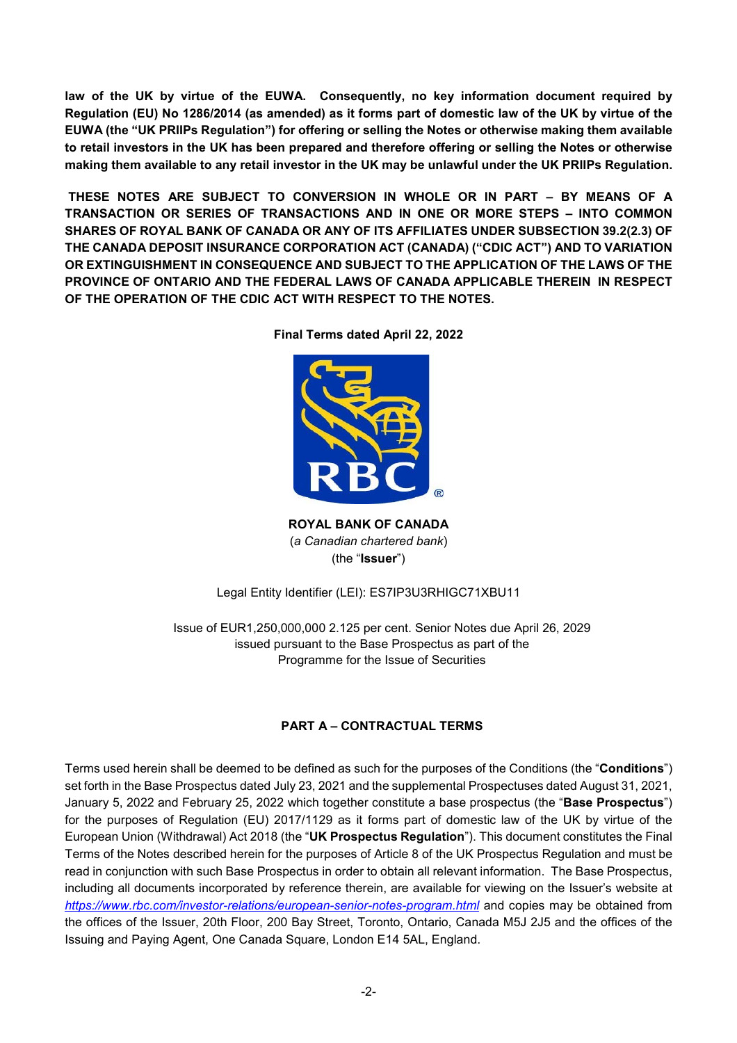**law of the UK by virtue of the EUWA. Consequently, no key information document required by Regulation (EU) No 1286/2014 (as amended) as it forms part of domestic law of the UK by virtue of the EUWA (the "UK PRIIPs Regulation") for offering or selling the Notes or otherwise making them available to retail investors in the UK has been prepared and therefore offering or selling the Notes or otherwise making them available to any retail investor in the UK may be unlawful under the UK PRIIPs Regulation.**

**THESE NOTES ARE SUBJECT TO CONVERSION IN WHOLE OR IN PART – BY MEANS OF A TRANSACTION OR SERIES OF TRANSACTIONS AND IN ONE OR MORE STEPS – INTO COMMON SHARES OF ROYAL BANK OF CANADA OR ANY OF ITS AFFILIATES UNDER SUBSECTION 39.2(2.3) OF THE CANADA DEPOSIT INSURANCE CORPORATION ACT (CANADA) ("CDIC ACT") AND TO VARIATION OR EXTINGUISHMENT IN CONSEQUENCE AND SUBJECT TO THE APPLICATION OF THE LAWS OF THE PROVINCE OF ONTARIO AND THE FEDERAL LAWS OF CANADA APPLICABLE THEREIN IN RESPECT OF THE OPERATION OF THE CDIC ACT WITH RESPECT TO THE NOTES.**

**Final Terms dated April 22, 2022**

**ROYAL BANK OF CANADA**
(*a Canadian chartered bank*)
(the "**Issuer**")

Legal Entity Identifier (LEI): ES7IP3U3RHIGC71XBU11

Issue of EUR1,250,000,000 2.125 per cent. Senior Notes due April 26, 2029
issued pursuant to the Base Prospectus as part of the
Programme for the Issue of Securities

## PART A – CONTRACTUAL TERMS

Terms used herein shall be deemed to be defined as such for the purposes of the Conditions (the "**Conditions**") set forth in the Base Prospectus dated July 23, 2021 and the supplemental Prospectuses dated August 31, 2021, January 5, 2022 and February 25, 2022 which together constitute a base prospectus (the "**Base Prospectus**") for the purposes of Regulation (EU) 2017/1129 as it forms part of domestic law of the UK by virtue of the European Union (Withdrawal) Act 2018 (the "**UK Prospectus Regulation**"). This document constitutes the Final Terms of the Notes described herein for the purposes of Article 8 of the UK Prospectus Regulation and must be read in conjunction with such Base Prospectus in order to obtain all relevant information. The Base Prospectus, including all documents incorporated by reference therein, are available for viewing on the Issuer's website at *https://www.rbc.com/investor-relations/european-senior-notes-program.html* and copies may be obtained from the offices of the Issuer, 20th Floor, 200 Bay Street, Toronto, Ontario, Canada M5J 2J5 and the offices of the Issuing and Paying Agent, One Canada Square, London E14 5AL, England.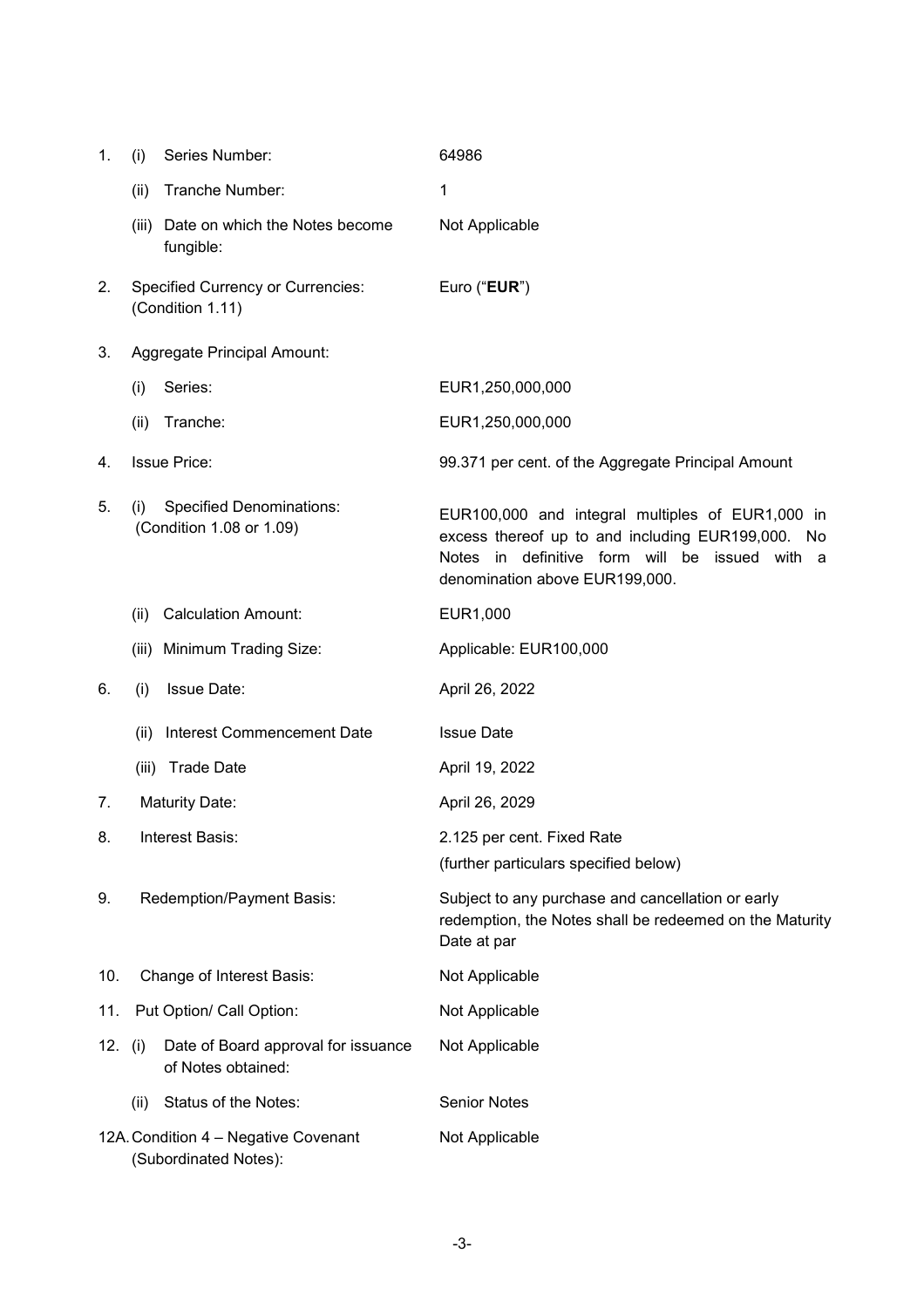| | | |
|---|---|---|
| 1. | (i) Series Number: | 64986 |
| | (ii) Tranche Number: | 1 |
| | (iii) Date on which the Notes become fungible: | Not Applicable |
| 2. | Specified Currency or Currencies: (Condition 1.11) | Euro ("**EUR**") |
| 3. | Aggregate Principal Amount: | |
| | (i) Series: | EUR1,250,000,000 |
| | (ii) Tranche: | EUR1,250,000,000 |
| 4. | Issue Price: | 99.371 per cent. of the Aggregate Principal Amount |
| 5. | (i) Specified Denominations: (Condition 1.08 or 1.09) | EUR100,000 and integral multiples of EUR1,000 in excess thereof up to and including EUR199,000. No Notes in definitive form will be issued with a denomination above EUR199,000. |
| | (ii) Calculation Amount: | EUR1,000 |
| | (iii) Minimum Trading Size: | Applicable: EUR100,000 |
| 6. | (i) Issue Date: | April 26, 2022 |
| | (ii) Interest Commencement Date | Issue Date |
| | (iii) Trade Date | April 19, 2022 |
| 7. | Maturity Date: | April 26, 2029 |
| 8. | Interest Basis: | 2.125 per cent. Fixed Rate<br>(further particulars specified below) |
| 9. | Redemption/Payment Basis: | Subject to any purchase and cancellation or early redemption, the Notes shall be redeemed on the Maturity Date at par |
| 10. | Change of Interest Basis: | Not Applicable |
| 11. | Put Option/ Call Option: | Not Applicable |
| 12. | (i) Date of Board approval for issuance of Notes obtained: | Not Applicable |
| | (ii) Status of the Notes: | Senior Notes |
| 12A. | Condition 4 – Negative Covenant (Subordinated Notes): | Not Applicable |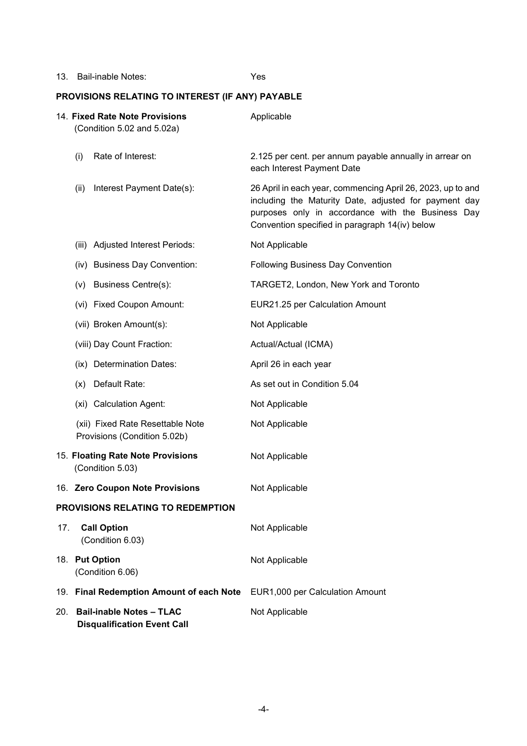| | |
|---|---|
| 13. Bail-inable Notes: | Yes |

**PROVISIONS RELATING TO INTEREST (IF ANY) PAYABLE**

| | |
|---|---|
| 14. **Fixed Rate Note Provisions** (Condition 5.02 and 5.02a) | Applicable |
| (i) Rate of Interest: | 2.125 per cent. per annum payable annually in arrear on each Interest Payment Date |
| (ii) Interest Payment Date(s): | 26 April in each year, commencing April 26, 2023, up to and including the Maturity Date, adjusted for payment day purposes only in accordance with the Business Day Convention specified in paragraph 14(iv) below |
| (iii) Adjusted Interest Periods: | Not Applicable |
| (iv) Business Day Convention: | Following Business Day Convention |
| (v) Business Centre(s): | TARGET2, London, New York and Toronto |
| (vi) Fixed Coupon Amount: | EUR21.25 per Calculation Amount |
| (vii) Broken Amount(s): | Not Applicable |
| (viii) Day Count Fraction: | Actual/Actual (ICMA) |
| (ix) Determination Dates: | April 26 in each year |
| (x) Default Rate: | As set out in Condition 5.04 |
| (xi) Calculation Agent: | Not Applicable |
| (xii) Fixed Rate Resettable Note Provisions (Condition 5.02b) | Not Applicable |
| 15. **Floating Rate Note Provisions** (Condition 5.03) | Not Applicable |
| 16. **Zero Coupon Note Provisions** | Not Applicable |

**PROVISIONS RELATING TO REDEMPTION**

| | |
|---|---|
| 17. **Call Option** (Condition 6.03) | Not Applicable |
| 18. **Put Option** (Condition 6.06) | Not Applicable |
| 19. **Final Redemption Amount of each Note** | EUR1,000 per Calculation Amount |
| 20. **Bail-inable Notes – TLAC Disqualification Event Call** | Not Applicable |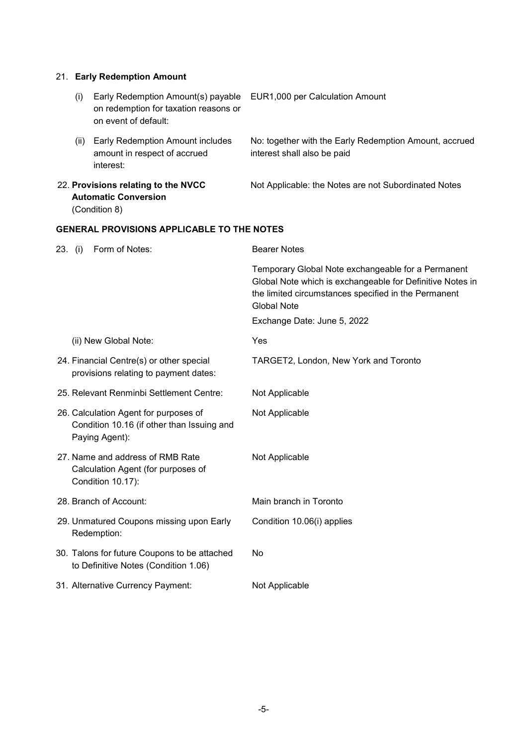21. **Early Redemption Amount**

| | | |
|---|---|---|
| (i) | Early Redemption Amount(s) payable on redemption for taxation reasons or on event of default: | EUR1,000 per Calculation Amount |
| (ii) | Early Redemption Amount includes amount in respect of accrued interest: | No: together with the Early Redemption Amount, accrued interest shall also be paid |

22. **Provisions relating to the NVCC Automatic Conversion** (Condition 8) — Not Applicable: the Notes are not Subordinated Notes

## GENERAL PROVISIONS APPLICABLE TO THE NOTES

| | |
|---|---|
| 23. (i) Form of Notes: | Bearer Notes<br><br>Temporary Global Note exchangeable for a Permanent Global Note which is exchangeable for Definitive Notes in the limited circumstances specified in the Permanent Global Note<br><br>Exchange Date: June 5, 2022 |
| (ii) New Global Note: | Yes |
| 24. Financial Centre(s) or other special provisions relating to payment dates: | TARGET2, London, New York and Toronto |
| 25. Relevant Renminbi Settlement Centre: | Not Applicable |
| 26. Calculation Agent for purposes of Condition 10.16 (if other than Issuing and Paying Agent): | Not Applicable |
| 27. Name and address of RMB Rate Calculation Agent (for purposes of Condition 10.17): | Not Applicable |
| 28. Branch of Account: | Main branch in Toronto |
| 29. Unmatured Coupons missing upon Early Redemption: | Condition 10.06(i) applies |
| 30. Talons for future Coupons to be attached to Definitive Notes (Condition 1.06) | No |
| 31. Alternative Currency Payment: | Not Applicable |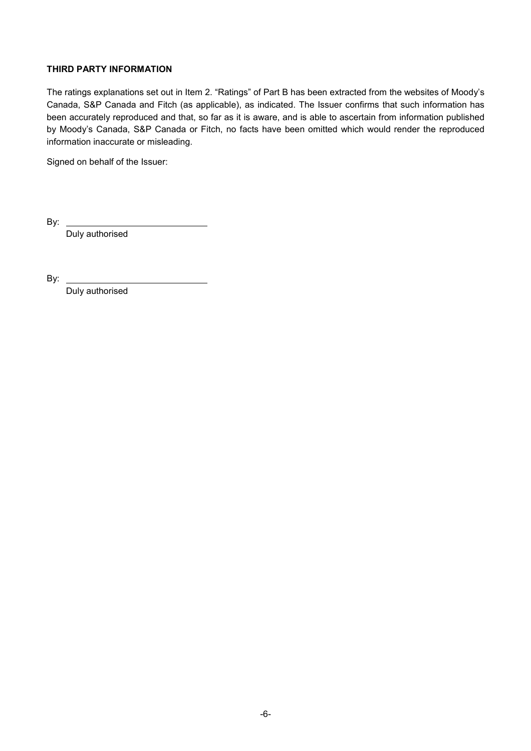**THIRD PARTY INFORMATION**

The ratings explanations set out in Item 2. "Ratings" of Part B has been extracted from the websites of Moody's Canada, S&P Canada and Fitch (as applicable), as indicated. The Issuer confirms that such information has been accurately reproduced and that, so far as it is aware, and is able to ascertain from information published by Moody's Canada, S&P Canada or Fitch, no facts have been omitted which would render the reproduced information inaccurate or misleading.

Signed on behalf of the Issuer:

By: ______________________________
Duly authorised

By: ______________________________
Duly authorised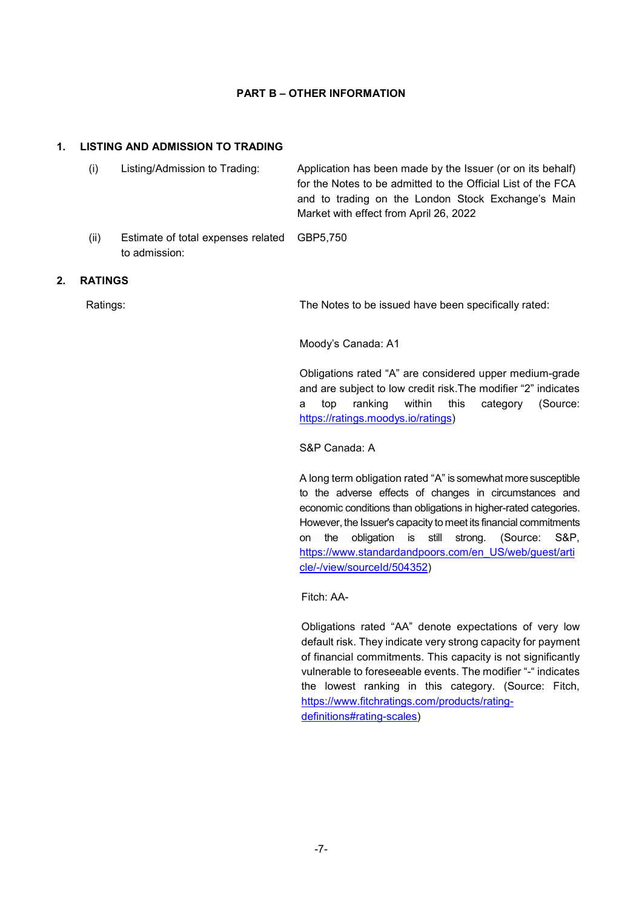## PART B – OTHER INFORMATION

### 1. LISTING AND ADMISSION TO TRADING

| | | |
|---|---|---|
| (i) | Listing/Admission to Trading: | Application has been made by the Issuer (or on its behalf) for the Notes to be admitted to the Official List of the FCA and to trading on the London Stock Exchange's Main Market with effect from April 26, 2022 |
| (ii) | Estimate of total expenses related to admission: | GBP5,750 |

### 2. RATINGS

Ratings:

The Notes to be issued have been specifically rated:

Moody's Canada: A1

Obligations rated "A" are considered upper medium-grade and are subject to low credit risk.The modifier "2" indicates a top ranking within this category (Source: https://ratings.moodys.io/ratings)

S&P Canada: A

A long term obligation rated "A" is somewhat more susceptible to the adverse effects of changes in circumstances and economic conditions than obligations in higher-rated categories. However, the Issuer's capacity to meet its financial commitments on the obligation is still strong. (Source: S&P, https://www.standardandpoors.com/en_US/web/guest/article/-/view/sourceId/504352)

Fitch: AA-

Obligations rated "AA" denote expectations of very low default risk. They indicate very strong capacity for payment of financial commitments. This capacity is not significantly vulnerable to foreseeable events. The modifier "-" indicates the lowest ranking in this category. (Source: Fitch, https://www.fitchratings.com/products/rating-definitions#rating-scales)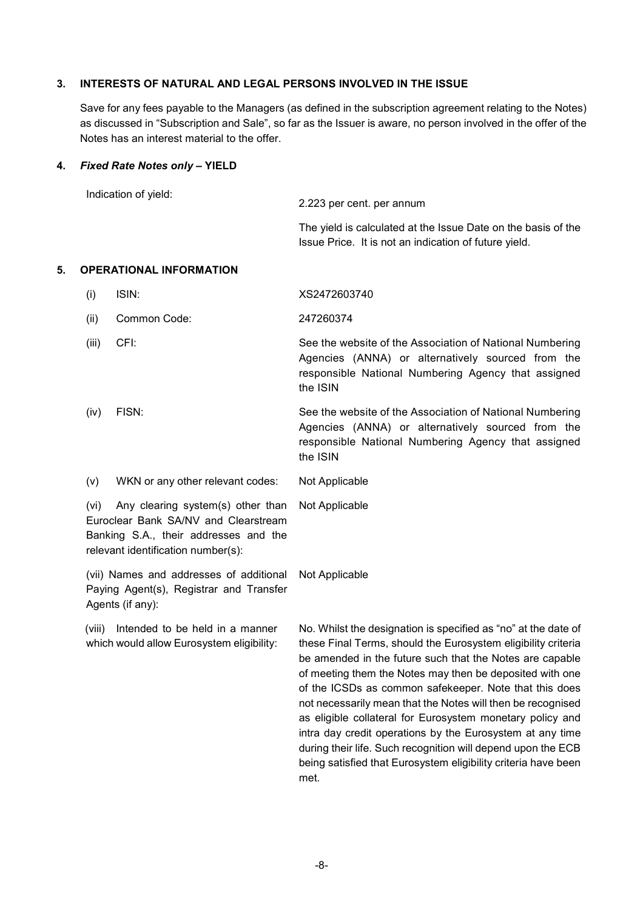## 3. INTERESTS OF NATURAL AND LEGAL PERSONS INVOLVED IN THE ISSUE

Save for any fees payable to the Managers (as defined in the subscription agreement relating to the Notes) as discussed in "Subscription and Sale", so far as the Issuer is aware, no person involved in the offer of the Notes has an interest material to the offer.

## 4. *Fixed Rate Notes only* – YIELD

| | |
|---|---|
| Indication of yield: | 2.223 per cent. per annum<br><br>The yield is calculated at the Issue Date on the basis of the Issue Price. It is not an indication of future yield. |

## 5. OPERATIONAL INFORMATION

| | |
|---|---|
| (i) ISIN: | XS2472603740 |
| (ii) Common Code: | 247260374 |
| (iii) CFI: | See the website of the Association of National Numbering Agencies (ANNA) or alternatively sourced from the responsible National Numbering Agency that assigned the ISIN |
| (iv) FISN: | See the website of the Association of National Numbering Agencies (ANNA) or alternatively sourced from the responsible National Numbering Agency that assigned the ISIN |
| (v) WKN or any other relevant codes: | Not Applicable |
| (vi) Any clearing system(s) other than Euroclear Bank SA/NV and Clearstream Banking S.A., their addresses and the relevant identification number(s): | Not Applicable |
| (vii) Names and addresses of additional Paying Agent(s), Registrar and Transfer Agents (if any): | Not Applicable |
| (viii) Intended to be held in a manner which would allow Eurosystem eligibility: | No. Whilst the designation is specified as "no" at the date of these Final Terms, should the Eurosystem eligibility criteria be amended in the future such that the Notes are capable of meeting them the Notes may then be deposited with one of the ICSDs as common safekeeper. Note that this does not necessarily mean that the Notes will then be recognised as eligible collateral for Eurosystem monetary policy and intra day credit operations by the Eurosystem at any time during their life. Such recognition will depend upon the ECB being satisfied that Eurosystem eligibility criteria have been met. |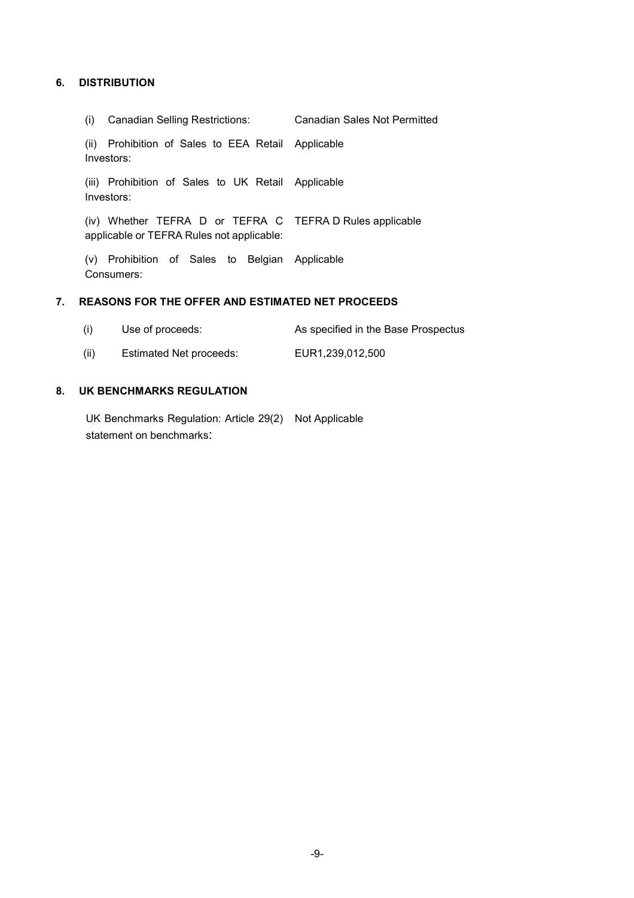## 6. DISTRIBUTION

| | |
|---|---|
| (i) Canadian Selling Restrictions: | Canadian Sales Not Permitted |
| (ii) Prohibition of Sales to EEA Retail Investors: | Applicable |
| (iii) Prohibition of Sales to UK Retail Investors: | Applicable |
| (iv) Whether TEFRA D or TEFRA C applicable or TEFRA Rules not applicable: | TEFRA D Rules applicable |
| (v) Prohibition of Sales to Belgian Consumers: | Applicable |

## 7. REASONS FOR THE OFFER AND ESTIMATED NET PROCEEDS

| | | |
|---|---|---|
| (i) | Use of proceeds: | As specified in the Base Prospectus |
| (ii) | Estimated Net proceeds: | EUR1,239,012,500 |

## 8. UK BENCHMARKS REGULATION

| | |
|---|---|
| UK Benchmarks Regulation: Article 29(2) statement on benchmarks: | Not Applicable |